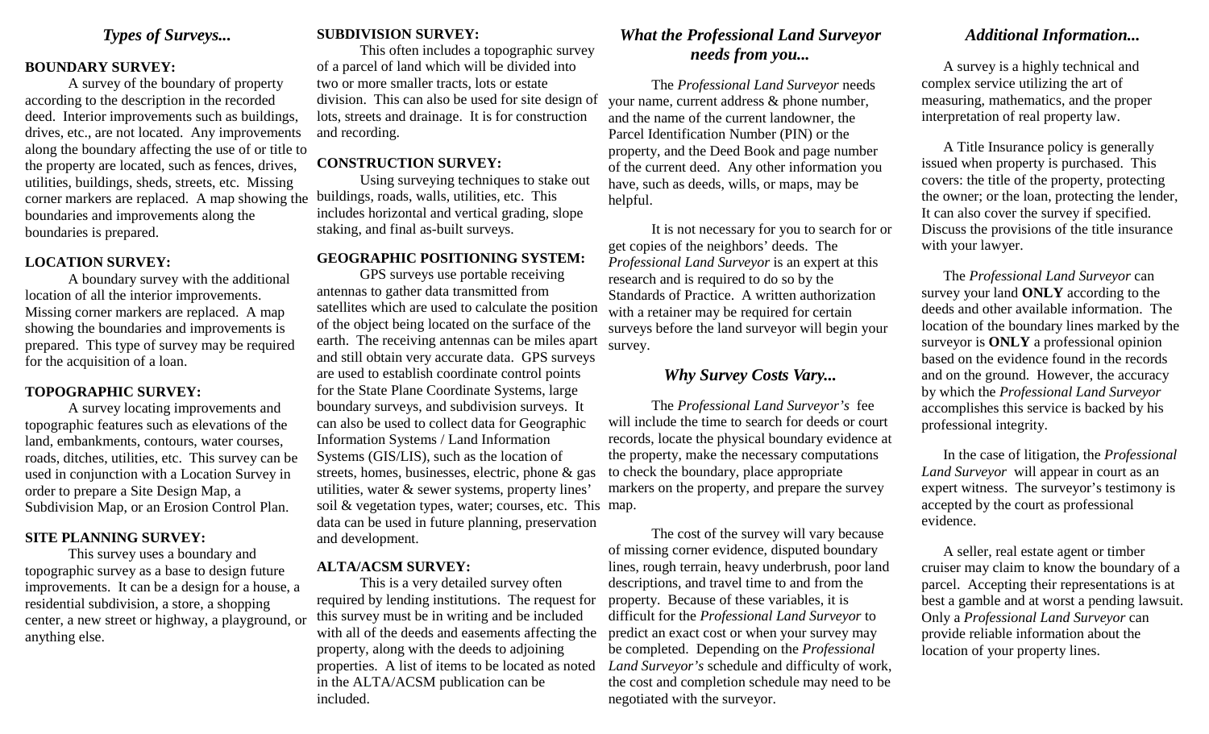## *Types of Surveys...*

**BOUNDARY SURVEY:**

A survey of the boundary of property according to the description in the recorded deed. Interior improvements such as buildings, drives, etc., are not located. Any improvements along the boundary affecting the use of or title to the property are located, such as fences, drives, utilities, buildings, sheds, streets, etc. Missing corner markers are replaced. A map showing the boundaries and improvements along the boundaries is prepared.

**LOCATION SURVEY:**

A boundary survey with the additional location of all the interior improvements. Missing corner markers are replaced. A map showing the boundaries and improvements is prepared. This type of survey may be required for the acquisition of a loan.

**TOPOGRAPHIC SURVEY:**

A survey locating improvements and topographic features such as elevations of the land, embankments, contours, water courses, roads, ditches, utilities, etc. This survey can be used in conjunction with a Location Survey in order to prepare a Site Design Map, a Subdivision Map, or an Erosion Control Plan.

**SITE PLANNING SURVEY:**

This survey uses a boundary and topographic survey as a base to design future improvements. It can be a design for a house, a residential subdivision, a store, a shopping center, a new street or highway, a playground, or anything else.

**SUBDIVISION SURVEY:**

This often includes a topographic survey of a parcel of land which will be divided into two or more smaller tracts, lots or estate division. This can also be used for site design of lots, streets and drainage. It is for construction and recording.

**CONSTRUCTION SURVEY:**

Using surveying techniques to stake out buildings, roads, walls, utilities, etc. This includes horizontal and vertical grading, slope staking, and final as-built surveys.

**GEOGRAPHIC POSITIONING SYSTEM:**

GPS surveys use portable receiving antennas to gather data transmitted from satellites which are used to calculate the position of the object being located on the surface of the earth. The receiving antennas can be miles apart and still obtain very accurate data. GPS surveys are used to establish coordinate control points for the State Plane Coordinate Systems, large boundary surveys, and subdivision surveys. It can also be used to collect data for Geographic Information Systems / Land Information Systems (GIS/LIS), such as the location of streets, homes, businesses, electric, phone & gas utilities, water & sewer systems, property lines' soil & vegetation types, water; courses, etc. This data can be used in future planning, preservation and development.

**ALTA/ACSM SURVEY:**

This is a very detailed survey often required by lending institutions. The request for this survey must be in writing and be included with all of the deeds and easements affecting the property, along with the deeds to adjoining properties. A list of items to be located as noted in the ALTA/ACSM publication can be included.

## *What the Professional Land Surveyor needs from you...*

The *Professional Land Surveyor* needs your name, current address & phone number, and the name of the current landowner, the Parcel Identification Number (PIN) or the property, and the Deed Book and page number of the current deed. Any other information you have, such as deeds, wills, or maps, may be helpful.

It is not necessary for you to search for or get copies of the neighbors' deeds. The *Professional Land Surveyor* is an expert at this research and is required to do so by the Standards of Practice. A written authorization with a retainer may be required for certain surveys before the land surveyor will begin your survey.

## *Why Survey Costs Vary...*

The *Professional Land Surveyor's* fee will include the time to search for deeds or court records, locate the physical boundary evidence at the property, make the necessary computations to check the boundary, place appropriate markers on the property, and prepare the survey map.

The cost of the survey will vary because of missing corner evidence, disputed boundary lines, rough terrain, heavy underbrush, poor land descriptions, and travel time to and from the property. Because of these variables, it is difficult for the *Professional Land Surveyor* to predict an exact cost or when your survey may be completed. Depending on the *Professional Land Surveyor's* schedule and difficulty of work, the cost and completion schedule may need to be negotiated with the surveyor.

## *Additional Information...*

A survey is a highly technical and complex service utilizing the art of measuring, mathematics, and the proper interpretation of real property law.

A Title Insurance policy is generally issued when property is purchased. This covers: the title of the property, protecting the owner; or the loan, protecting the lender, It can also cover the survey if specified. Discuss the provisions of the title insurance with your lawyer.

The *Professional Land Surveyor* can survey your land **ONLY** according to the deeds and other available information. The location of the boundary lines marked by the surveyor is **ONLY** a professional opinion based on the evidence found in the records and on the ground. However, the accuracy by which the *Professional Land Surveyor* accomplishes this service is backed by his professional integrity.

In the case of litigation, the *Professional Land Surveyor* will appear in court as an expert witness. The surveyor's testimony is accepted by the court as professional evidence.

A seller, real estate agent or timber cruiser may claim to know the boundary of a parcel. Accepting their representations is at best a gamble and at worst a pending lawsuit. Only a *Professional Land Surveyor* can provide reliable information about the location of your property lines.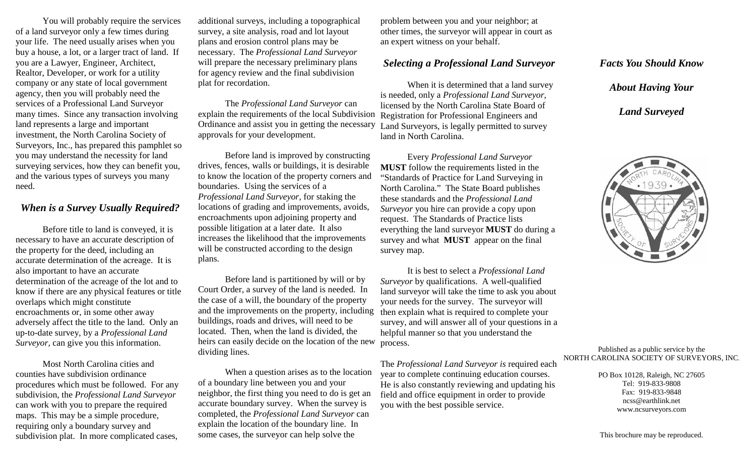You will probably require the services of a land surveyor only a few times during your life. The need usually arises when you buy a house, a lot, or a larger tract of land. If you are a Lawyer, Engineer, Architect, Realtor, Developer, or work for a utility company or any state of local government agency, then you will probably need the services of a Professional Land Surveyor many times. Since any transaction involving land represents a large and important investment, the North Carolina Society of Surveyors, Inc., has prepared this pamphlet so you may understand the necessity for land surveying services, how they can benefit you, and the various types of surveys you many need.

## *When is a Survey Usually Required?*

Before title to land is conveyed, it is necessary to have an accurate description of the property for the deed, including an accurate determination of the acreage. It is also important to have an accurate determination of the acreage of the lot and to know if there are any physical features or title overlaps which might constitute encroachments or, in some other away adversely affect the title to the land. Only an up-to-date survey, by a *Professional Land Surveyor*, can give you this information.

Most North Carolina cities and counties have subdivision ordinance procedures which must be followed. For any subdivision, the *Professional Land Surveyor* can work with you to prepare the required maps. This may be a simple procedure, requiring only a boundary survey and subdivision plat. In more complicated cases, additional surveys, including a topographical survey, a site analysis, road and lot layout plans and erosion control plans may be necessary. The *Professional Land Surveyor* will prepare the necessary preliminary plans for agency review and the final subdivision plat for recordation.

The *Professional Land Surveyor* can explain the requirements of the local Subdivision Ordinance and assist you in getting the necessary approvals for your development.

Before land is improved by constructing drives, fences, walls or buildings, it is desirable to know the location of the property corners and boundaries. Using the services of a *Professional Land Surveyor,* for staking the locations of grading and improvements, avoids, encroachments upon adjoining property and possible litigation at a later date. It also increases the likelihood that the improvements will be constructed according to the design plans.

Before land is partitioned by will or by Court Order, a survey of the land is needed. In the case of a will, the boundary of the property and the improvements on the property, including buildings, roads and drives, will need to be located. Then, when the land is divided, the heirs can easily decide on the location of the new dividing lines.

When a question arises as to the location of a boundary line between you and your neighbor, the first thing you need to do is get an accurate boundary survey. When the survey is completed, the *Professional Land Surveyor* can explain the location of the boundary line. In some cases, the surveyor can help solve the problem between you and your neighbor; at other times, the surveyor will appear in court as an expert witness on your behalf.

## *Selecting a Professional Land Surveyor*

When it is determined that a land survey is needed, only a *Professional Land Surveyor,* licensed by the North Carolina State Board of Registration for Professional Engineers and Land Surveyors, is legally permitted to survey land in North Carolina.

Every *Professional Land Surveyor* **MUST** follow the requirements listed in the "Standards of Practice for Land Surveying in North Carolina." The State Board publishes these standards and the *Professional Land Surveyor* you hire can provide a copy upon request. The Standards of Practice lists everything the land surveyor **MUST** do during a survey and what **MUST** appear on the final survey map.

It is best to select a *Professional Land Surveyor* by qualifications. A well-qualified land surveyor will take the time to ask you about your needs for the survey. The surveyor will then explain what is required to complete your survey, and will answer all of your questions in a helpful manner so that you understand the process.

The *Professional Land Surveyor is* required each year to complete continuing education courses. He is also constantly reviewing and updating his field and office equipment in order to provide you with the best possible service.

# *Facts You Should Know*

# *About Having Your*

# *Land Surveyed*

NORTH CAROLINA • 1939 • SOCIETY OF SURVEYORS

Published as a public service by the
NORTH CAROLINA SOCIETY OF SURVEYORS, INC.

PO Box 10128, Raleigh, NC 27605
Tel: 919-833-9808
Fax: 919-833-9848
ncss@earthlink.net
www.ncsurveyors.com

This brochure may be reproduced.